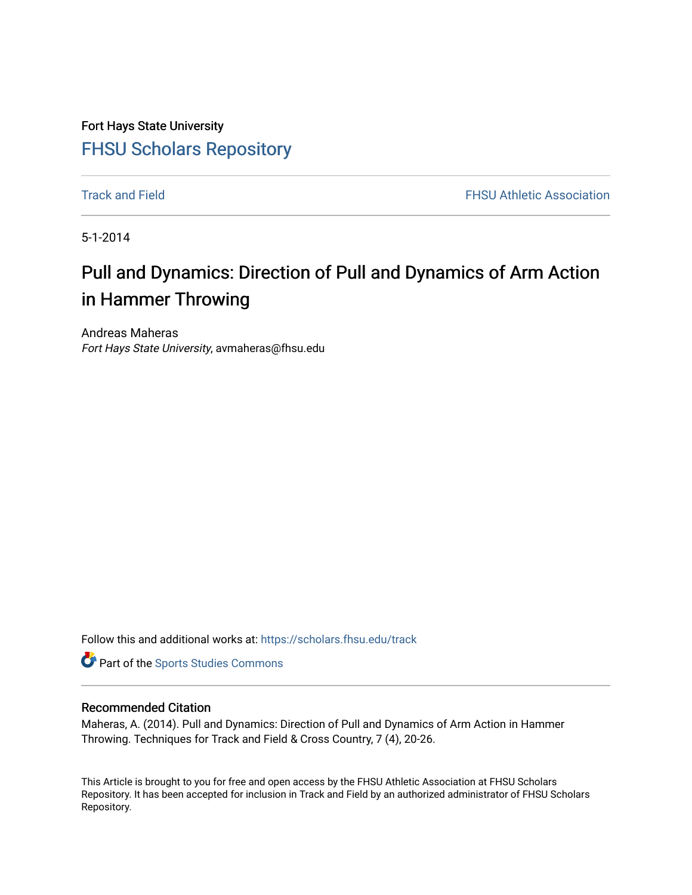Fort Hays State University

# FHSU Scholars Repository

Track and Field | FHSU Athletic Association

5-1-2014

## Pull and Dynamics: Direction of Pull and Dynamics of Arm Action in Hammer Throwing

Andreas Maheras

*Fort Hays State University*, avmaheras@fhsu.edu

Follow this and additional works at: https://scholars.fhsu.edu/track

Part of the Sports Studies Commons

### Recommended Citation

Maheras, A. (2014). Pull and Dynamics: Direction of Pull and Dynamics of Arm Action in Hammer Throwing. Techniques for Track and Field & Cross Country, 7 (4), 20-26.

This Article is brought to you for free and open access by the FHSU Athletic Association at FHSU Scholars Repository. It has been accepted for inclusion in Track and Field by an authorized administrator of FHSU Scholars Repository.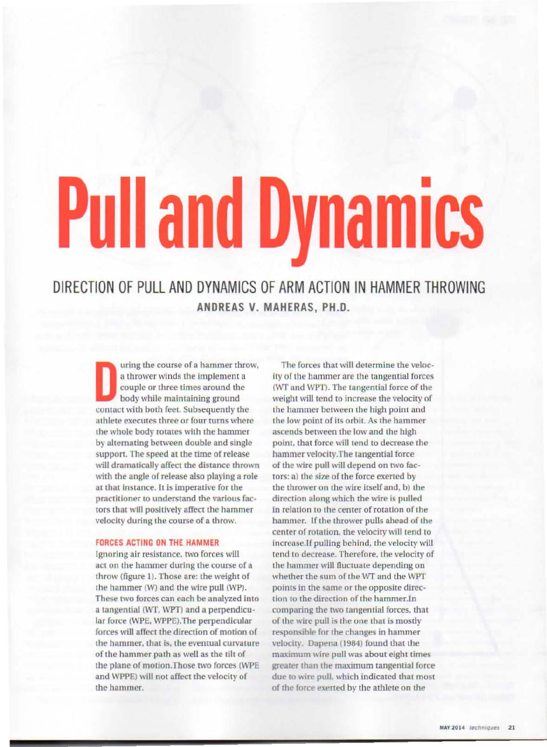# Pull and Dynamics

## DIRECTION OF PULL AND DYNAMICS OF ARM ACTION IN HAMMER THROWING

**ANDREAS V. MAHERAS, PH.D.**

During the course of a hammer throw, a thrower winds the implement a couple or three times around the body while maintaining ground contact with both feet. Subsequently the athlete executes three or four turns where the whole body rotates with the hammer by alternating between double and single support. The speed at the time of release will dramatically affect the distance thrown with the angle of release also playing a role at that instance. It is imperative for the practitioner to understand the various factors that will positively affect the hammer velocity during the course of a throw.

### FORCES ACTING ON THE HAMMER

Ignoring air resistance, two forces will act on the hammer during the course of a throw (figure 1). Those are: the weight of the hammer (W) and the wire pull (WP). These two forces can each be analyzed into a tangential (WT, WPT) and a perpendicular force (WPE, WPPE).The perpendicular forces will affect the direction of motion of the hammer, that is, the eventual curvature of the hammer path as well as the tilt of the plane of motion.Those two forces (WPE and WPPE) will not affect the velocity of the hammer.

The forces that will determine the velocity of the hammer are the tangential forces (WT and WPT). The tangential force of the weight will tend to increase the velocity of the hammer between the high point and the low point of its orbit. As the hammer ascends between the low and the high point, that force will tend to decrease the hammer velocity.The tangential force of the wire pull will depend on two factors: a) the size of the force exerted by the thrower on the wire itself and, b) the direction along which the wire is pulled in relation to the center of rotation of the hammer. If the thrower pulls ahead of the center of rotation, the velocity will tend to increase.If pulling behind, the velocity will tend to decrease. Therefore, the velocity of the hammer will fluctuate depending on whether the sum of the WT and the WPT points in the same or the opposite direction to the direction of the hammer.In comparing the two tangential forces, that of the wire pull is the one that is mostly responsible for the changes in hammer velocity. Dapena (1984) found that the maximum wire pull was about eight times greater than the maximum tangential force due to wire pull, which indicated that most of the force exerted by the athlete on the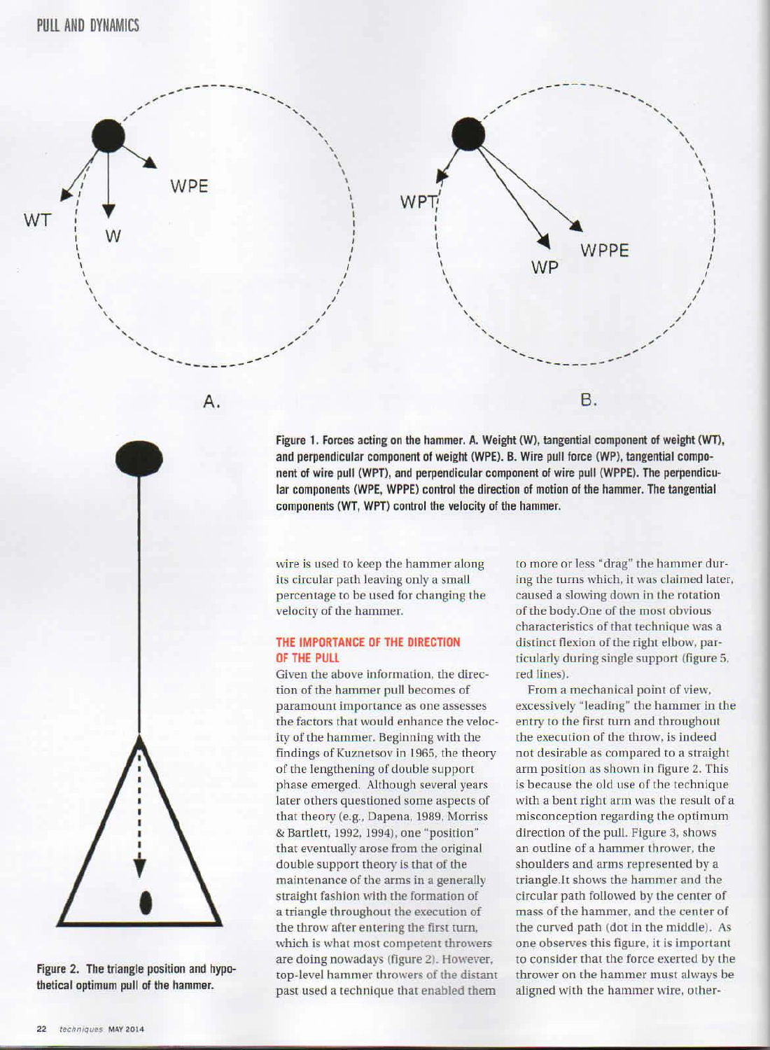Figure 1. Forces acting on the hammer. A. Weight (W), tangential component of weight (WT), and perpendicular component of weight (WPE). B. Wire pull force (WP), tangential component of wire pull (WPT), and perpendicular component of wire pull (WPPE). The perpendicular components (WPE, WPPE) control the direction of motion of the hammer. The tangential components (WT, WPT) control the velocity of the hammer.

Figure 2. The triangle position and hypothetical optimum pull of the hammer.

wire is used to keep the hammer along its circular path leaving only a small percentage to be used for changing the velocity of the hammer.

## THE IMPORTANCE OF THE DIRECTION OF THE PULL

Given the above information, the direction of the hammer pull becomes of paramount importance as one assesses the factors that would enhance the velocity of the hammer. Beginning with the findings of Kuznetsov in 1965, the theory of the lengthening of double support phase emerged. Although several years later others questioned some aspects of that theory (e.g., Dapena, 1989, Morriss & Bartlett, 1992, 1994), one "position" that eventually arose from the original double support theory is that of the maintenance of the arms in a generally straight fashion with the formation of a triangle throughout the execution of the throw after entering the first turn, which is what most competent throwers are doing nowadays (figure 2). However, top-level hammer throwers of the distant past used a technique that enabled them to more or less "drag" the hammer during the turns which, it was claimed later, caused a slowing down in the rotation of the body.One of the most obvious characteristics of that technique was a distinct flexion of the right elbow, particularly during single support (figure 5, red lines).

From a mechanical point of view, excessively "leading" the hammer in the entry to the first turn and throughout the execution of the throw, is indeed not desirable as compared to a straight arm position as shown in figure 2. This is because the old use of the technique with a bent right arm was the result of a misconception regarding the optimum direction of the pull. Figure 3, shows an outline of a hammer thrower, the shoulders and arms represented by a triangle.It shows the hammer and the circular path followed by the center of mass of the hammer, and the center of the curved path (dot in the middle). As one observes this figure, it is important to consider that the force exerted by the thrower on the hammer must always be aligned with the hammer wire, other-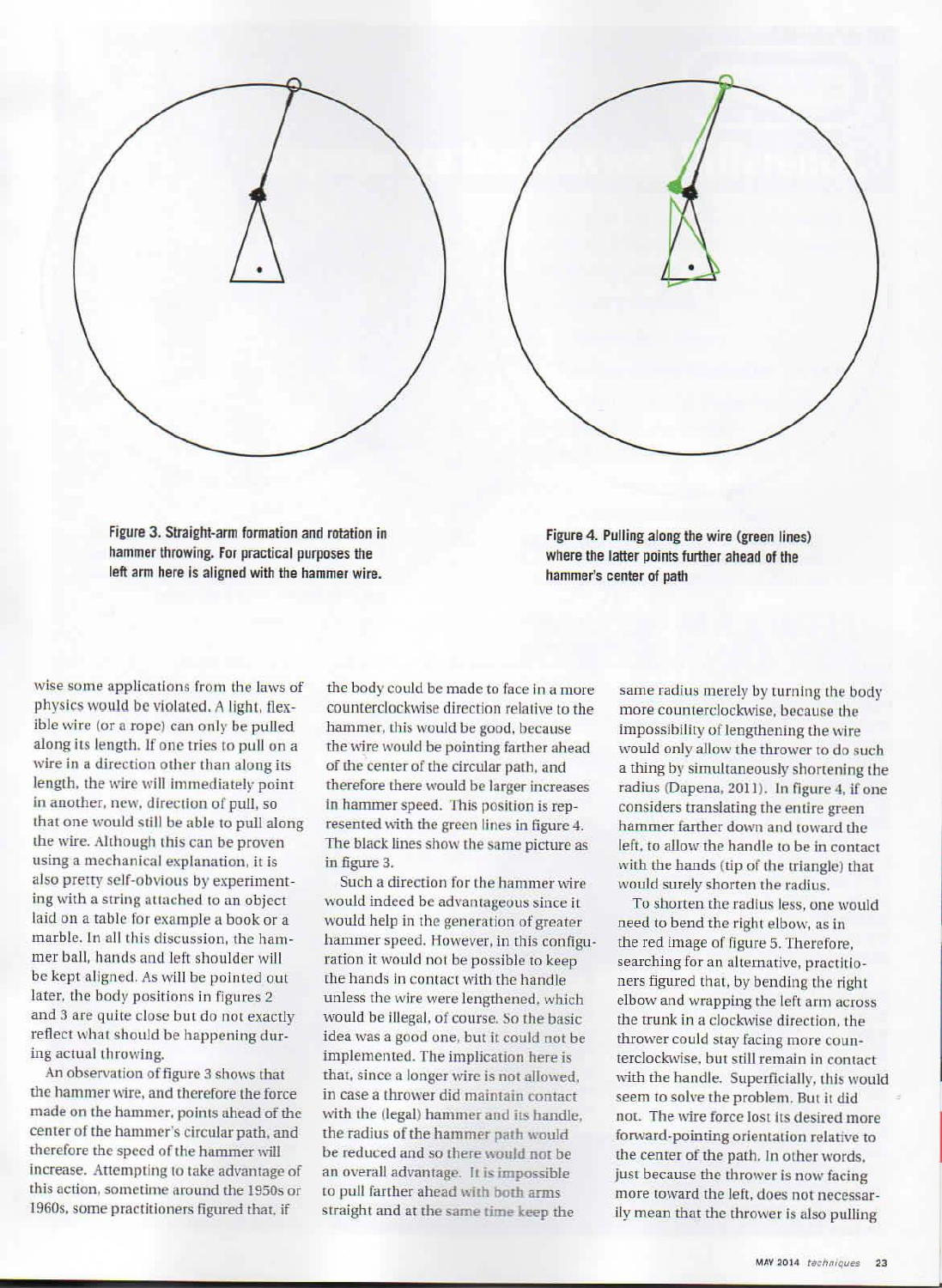**Figure 3. Straight-arm formation and rotation in hammer throwing. For practical purposes the left arm here is aligned with the hammer wire.**

**Figure 4. Pulling along the wire (green lines) where the latter points further ahead of the hammer's center of path**

wise some applications from the laws of physics would be violated. A light, flexible wire (or a rope) can only be pulled along its length. If one tries to pull on a wire in a direction other than along its length, the wire will immediately point in another, new, direction of pull, so that one would still be able to pull along the wire. Although this can be proven using a mechanical explanation, it is also pretty self-obvious by experimenting with a string attached to an object laid on a table for example a book or a marble. In all this discussion, the hammer ball, hands and left shoulder will be kept aligned. As will be pointed out later, the body positions in figures 2 and 3 are quite close but do not exactly reflect what should be happening during actual throwing.

An observation of figure 3 shows that the hammer wire, and therefore the force made on the hammer, points ahead of the center of the hammer's circular path, and therefore the speed of the hammer will increase. Attempting to take advantage of this action, sometime around the 1950s or 1960s, some practitioners figured that, if the body could be made to face in a more counterclockwise direction relative to the hammer, this would be good, because the wire would be pointing farther ahead of the center of the circular path, and therefore there would be larger increases in hammer speed. This position is represented with the green lines in figure 4. The black lines show the same picture as in figure 3.

Such a direction for the hammer wire would indeed be advantageous since it would help in the generation of greater hammer speed. However, in this configuration it would not be possible to keep the hands in contact with the handle unless the wire were lengthened, which would be illegal, of course. So the basic idea was a good one, but it could not be implemented. The implication here is that, since a longer wire is not allowed, in case a thrower did maintain contact with the (legal) hammer and its handle, the radius of the hammer path would be reduced and so there would not be an overall advantage. It is impossible to pull farther ahead with both arms straight and at the same time keep the same radius merely by turning the body more counterclockwise, because the impossibility of lengthening the wire would only allow the thrower to do such a thing by simultaneously shortening the radius (Dapena, 2011). In figure 4, if one considers translating the entire green hammer farther down and toward the left, to allow the handle to be in contact with the hands (tip of the triangle) that would surely shorten the radius.

To shorten the radius less, one would need to bend the right elbow, as in the red image of figure 5. Therefore, searching for an alternative, practitioners figured that, by bending the right elbow and wrapping the left arm across the trunk in a clockwise direction, the thrower could stay facing more counterclockwise, but still remain in contact with the handle. Superficially, this would seem to solve the problem. But it did not. The wire force lost its desired more forward-pointing orientation relative to the center of the path. In other words, just because the thrower is now facing more toward the left, does not necessarily mean that the thrower is also pulling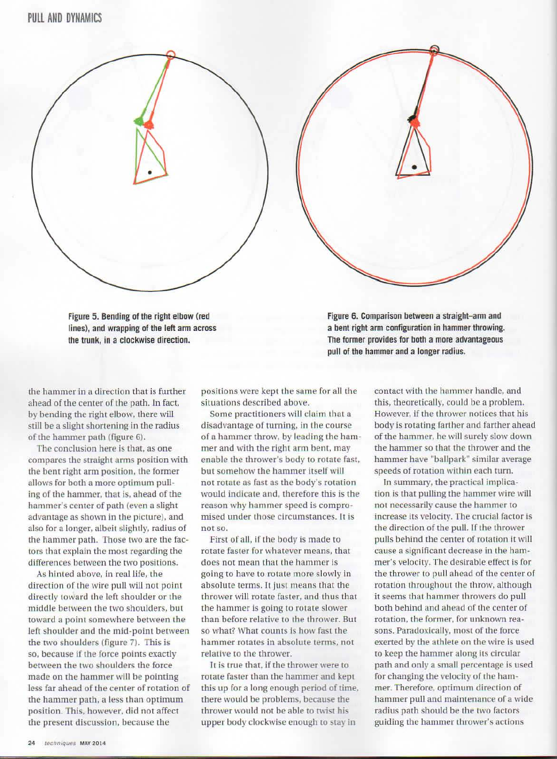Figure 5. Bending of the right elbow (red lines), and wrapping of the left arm across the trunk, in a clockwise direction.

Figure 6. Comparison between a straight–arm and a bent right arm configuration in hammer throwing. The former provides for both a more advantageous pull of the hammer and a longer radius.

the hammer in a direction that is further ahead of the center of the path. In fact, by bending the right elbow, there will still be a slight shortening in the radius of the hammer path (figure 6).

The conclusion here is that, as one compares the straight arms position with the bent right arm position, the former allows for both a more optimum pulling of the hammer, that is, ahead of the hammer's center of path (even a slight advantage as shown in the picture), and also for a longer, albeit slightly, radius of the hammer path. Those two are the factors that explain the most regarding the differences between the two positions.

As hinted above, in real life, the direction of the wire pull will not point directly toward the left shoulder or the middle between the two shoulders, but toward a point somewhere between the left shoulder and the mid-point between the two shoulders (figure 7). This is so, because if the force points exactly between the two shoulders the force made on the hammer will be pointing less far ahead of the center of rotation of the hammer path, a less than optimum position. This, however, did not affect the present discussion, because the positions were kept the same for all the situations described above.

Some practitioners will claim that a disadvantage of turning, in the course of a hammer throw, by leading the hammer and with the right arm bent, may enable the thrower's body to rotate fast, but somehow the hammer itself will not rotate as fast as the body's rotation would indicate and, therefore this is the reason why hammer speed is compromised under those circumstances. It is not so.

First of all, if the body is made to rotate faster for whatever means, that does not mean that the hammer is going to have to rotate more slowly in absolute terms. It just means that the thrower will rotate faster, and thus that the hammer is going to rotate slower than before relative to the thrower. But so what? What counts is how fast the hammer rotates in absolute terms, not relative to the thrower.

It is true that, if the thrower were to rotate faster than the hammer and kept this up for a long enough period of time, there would be problems, because the thrower would not be able to twist his upper body clockwise enough to stay in contact with the hammer handle, and this, theoretically, could be a problem. However, if the thrower notices that his body is rotating farther and farther ahead of the hammer, he will surely slow down the hammer so that the thrower and the hammer have "ballpark" similar average speeds of rotation within each turn.

In summary, the practical implication is that pulling the hammer wire will not necessarily cause the hammer to increase its velocity. The crucial factor is the direction of the pull. If the thrower pulls behind the center of rotation it will cause a significant decrease in the hammer's velocity. The desirable effect is for the thrower to pull ahead of the center of rotation throughout the throw, although it seems that hammer throwers do pull both behind and ahead of the center of rotation, the former, for unknown reasons. Paradoxically, most of the force exerted by the athlete on the wire is used to keep the hammer along its circular path and only a small percentage is used for changing the velocity of the hammer. Therefore, optimum direction of hammer pull and maintenance of a wide radius path should be the two factors guiding the hammer thrower's actions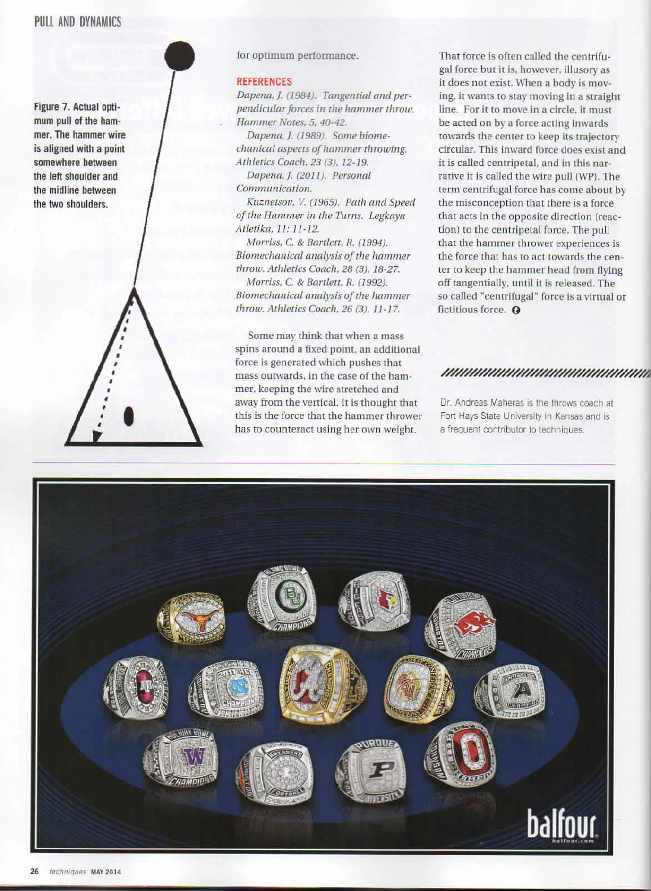Figure 7. Actual optimum pull of the hammer. The hammer wire is aligned with a point somewhere between the left shoulder and the midline between the two shoulders.

for optimum performance.

## REFERENCES

*Dapena, J. (1984). Tangential and perpendicular forces in the hammer throw. Hammer Notes, 5, 40-42.*

*Dapena, J. (1989). Some biomechanical aspects of hammer throwing. Athletics Coach, 23 (3), 12-19.*

*Dapena, J. (2011). Personal Communication.*

*Kuznetsov, V. (1965). Path and Speed of the Hammer in the Turns. Legkaya Atletika, 11: 11-12.*

*Morriss, C. & Bartlett, R. (1994). Biomechanical analysis of the hammer throw. Athletics Coach, 28 (3), 18-27.*

*Morriss, C. & Bartlett, R. (1992). Biomechanical analysis of the hammer throw. Athletics Coach, 26 (3), 11-17.*

Some may think that when a mass spins around a fixed point, an additional force is generated which pushes that mass outwards, in the case of the hammer, keeping the wire stretched and away from the vertical. It is thought that this is the force that the hammer thrower has to counteract using her own weight. That force is often called the centrifugal force but it is, however, illusory as it does not exist. When a body is moving, it wants to stay moving in a straight line. For it to move in a circle, it must be acted on by a force acting inwards towards the center to keep its trajectory circular. This inward force does exist and it is called centripetal, and in this narrative it is called the wire pull (WP). The term centrifugal force has come about by the misconception that there is a force that acts in the opposite direction (reaction) to the centripetal force. The pull that the hammer thrower experiences is the force that has to act towards the center to keep the hammer head from flying off tangentially, until it is released. The so called "centrifugal" force is a virtual or fictitious force.

Dr. Andreas Maheras is the throws coach at Fort Hays State University in Kansas and is a frequent contributor to techniques.